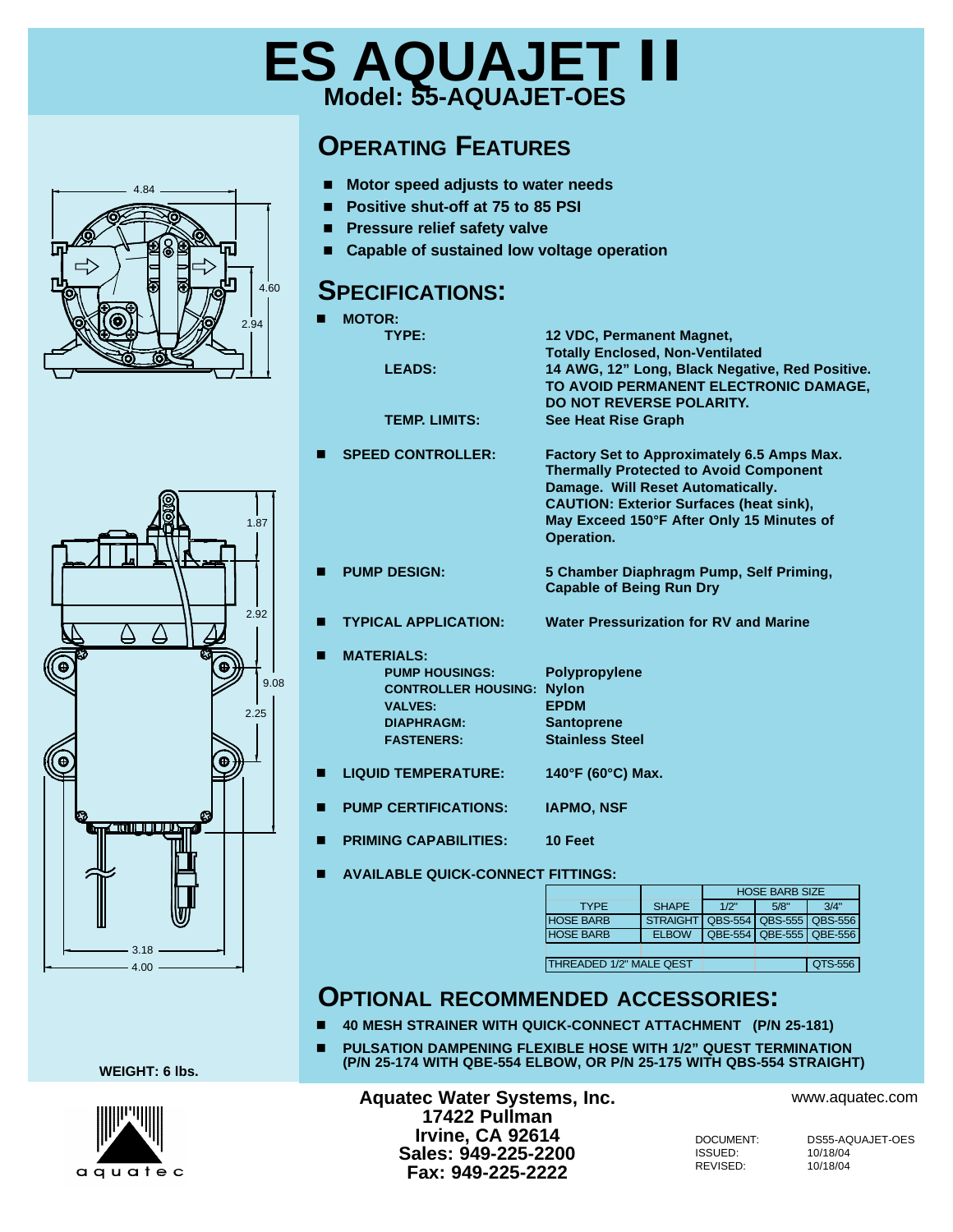# ES AQUAJET II

## Model: 55-AQUAJET-OES

## OPERATING FEATURES

- **Motor speed adjusts to water needs**
- **Positive shut-off at 75 to 85 PSI**
- **Pressure relief safety valve**
- **Capable of sustained low voltage operation**

## SPECIFICATIONS:

- **MOTOR:**
  - **TYPE:** **12 VDC, Permanent Magnet, Totally Enclosed, Non-Ventilated**
  - **LEADS:** **14 AWG, 12" Long, Black Negative, Red Positive. TO AVOID PERMANENT ELECTRONIC DAMAGE, DO NOT REVERSE POLARITY.**
  - **TEMP. LIMITS:** **See Heat Rise Graph**
- **SPEED CONTROLLER:** **Factory Set to Approximately 6.5 Amps Max. Thermally Protected to Avoid Component Damage. Will Reset Automatically. CAUTION: Exterior Surfaces (heat sink), May Exceed 150°F After Only 15 Minutes of Operation.**
- **PUMP DESIGN:** **5 Chamber Diaphragm Pump, Self Priming, Capable of Being Run Dry**
- **TYPICAL APPLICATION:** **Water Pressurization for RV and Marine**
- **MATERIALS:**
  - **PUMP HOUSINGS:** **Polypropylene**
  - **CONTROLLER HOUSING:** **Nylon**
  - **VALVES:** **EPDM**
  - **DIAPHRAGM:** **Santoprene**
  - **FASTENERS:** **Stainless Steel**
- **LIQUID TEMPERATURE:** **140°F (60°C) Max.**
- **PUMP CERTIFICATIONS:** **IAPMO, NSF**
- **PRIMING CAPABILITIES:** **10 Feet**
- **AVAILABLE QUICK-CONNECT FITTINGS:**

| | | HOSE BARB SIZE | | |
|---|---|---|---|---|
| TYPE | SHAPE | 1/2" | 5/8" | 3/4" |
| HOSE BARB | STRAIGHT | QBS-554 | QBS-555 | QBS-556 |
| HOSE BARB | ELBOW | QBE-554 | QBE-555 | QBE-556 |
| | | | | |
| THREADED 1/2" MALE QEST | | | | QTS-556 |

## OPTIONAL RECOMMENDED ACCESSORIES:

- **40 MESH STRAINER WITH QUICK-CONNECT ATTACHMENT (P/N 25-181)**
- **PULSATION DAMPENING FLEXIBLE HOSE WITH 1/2" QUEST TERMINATION (P/N 25-174 WITH QBE-554 ELBOW, OR P/N 25-175 WITH QBS-554 STRAIGHT)**

Dimensions: 4.84, 4.60, 2.94, 1.87, 2.92, 9.08, 2.25, 3.18, 4.00

**WEIGHT: 6 lbs.**

aquatec

**Aquatec Water Systems, Inc.**
**17422 Pullman**
**Irvine, CA 92614**
**Sales: 949-225-2200**
**Fax: 949-225-2222**

www.aquatec.com

DOCUMENT: DS55-AQUAJET-OES
ISSUED: 10/18/04
REVISED: 10/18/04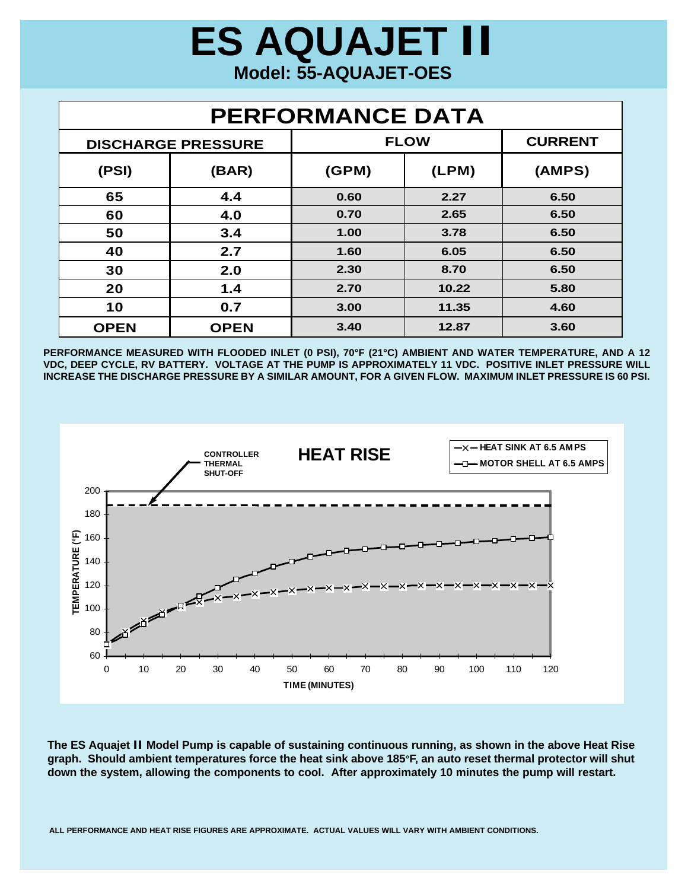# ES AQUAJET II

**Model: 55-AQUAJET-OES**

## PERFORMANCE DATA

| DISCHARGE PRESSURE | | FLOW | | CURRENT |
|---|---|---|---|---|
| (PSI) | (BAR) | (GPM) | (LPM) | (AMPS) |
| 65 | 4.4 | 0.60 | 2.27 | 6.50 |
| 60 | 4.0 | 0.70 | 2.65 | 6.50 |
| 50 | 3.4 | 1.00 | 3.78 | 6.50 |
| 40 | 2.7 | 1.60 | 6.05 | 6.50 |
| 30 | 2.0 | 2.30 | 8.70 | 6.50 |
| 20 | 1.4 | 2.70 | 10.22 | 5.80 |
| 10 | 0.7 | 3.00 | 11.35 | 4.60 |
| OPEN | OPEN | 3.40 | 12.87 | 3.60 |

**PERFORMANCE MEASURED WITH FLOODED INLET (0 PSI), 70°F (21°C) AMBIENT AND WATER TEMPERATURE, AND A 12 VDC, DEEP CYCLE, RV BATTERY. VOLTAGE AT THE PUMP IS APPROXIMATELY 11 VDC. POSITIVE INLET PRESSURE WILL INCREASE THE DISCHARGE PRESSURE BY A SIMILAR AMOUNT, FOR A GIVEN FLOW. MAXIMUM INLET PRESSURE IS 60 PSI.**

HEAT RISE

CONTROLLER THERMAL SHUT-OFF

HEAT SINK AT 6.5 AMPS

MOTOR SHELL AT 6.5 AMPS

TEMPERATURE (°F)

200
180
160
140
120
100
80
60

0 10 20 30 40 50 60 70 80 90 100 110 120

TIME (MINUTES)

**The ES Aquajet II Model Pump is capable of sustaining continuous running, as shown in the above Heat Rise graph. Should ambient temperatures force the heat sink above 185°F, an auto reset thermal protector will shut down the system, allowing the components to cool. After approximately 10 minutes the pump will restart.**

**ALL PERFORMANCE AND HEAT RISE FIGURES ARE APPROXIMATE. ACTUAL VALUES WILL VARY WITH AMBIENT CONDITIONS.**